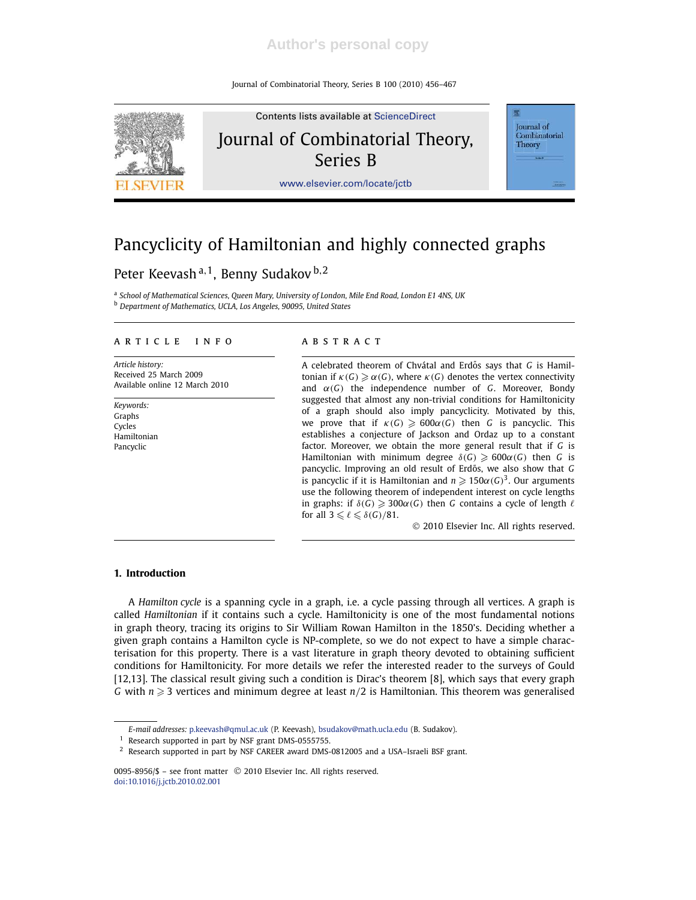# Pancyclicity of Hamiltonian and highly connected graphs

Peter Keevash [a,1], Benny Sudakov [b,2]

[a] *School of Mathematical Sciences, Queen Mary, University of London, Mile End Road, London E1 4NS, UK*

[b] *Department of Mathematics, UCLA, Los Angeles, 90095, United States*

## ARTICLE INFO

*Article history:*
Received 25 March 2009
Available online 12 March 2010

*Keywords:*
Graphs
Cycles
Hamiltonian
Pancyclic

## ABSTRACT

A celebrated theorem of Chvátal and Erdős says that $G$ is Hamiltonian if $\kappa(G) \geqslant \alpha(G)$, where $\kappa(G)$ denotes the vertex connectivity and $\alpha(G)$ the independence number of $G$. Moreover, Bondy suggested that almost any non-trivial conditions for Hamiltonicity of a graph should also imply pancyclicity. Motivated by this, we prove that if $\kappa(G) \geqslant 600\alpha(G)$ then $G$ is pancyclic. This establishes a conjecture of Jackson and Ordaz up to a constant factor. Moreover, we obtain the more general result that if $G$ is Hamiltonian with minimum degree $\delta(G) \geqslant 600\alpha(G)$ then $G$ is pancyclic. Improving an old result of Erdős, we also show that $G$ is pancyclic if it is Hamiltonian and $n \geqslant 150\alpha(G)^3$. Our arguments use the following theorem of independent interest on cycle lengths in graphs: if $\delta(G) \geqslant 300\alpha(G)$ then $G$ contains a cycle of length $\ell$ for all $3 \leqslant \ell \leqslant \delta(G)/81$.

© 2010 Elsevier Inc. All rights reserved.

## 1. Introduction

A *Hamilton cycle* is a spanning cycle in a graph, i.e. a cycle passing through all vertices. A graph is called *Hamiltonian* if it contains such a cycle. Hamiltonicity is one of the most fundamental notions in graph theory, tracing its origins to Sir William Rowan Hamilton in the 1850's. Deciding whether a given graph contains a Hamilton cycle is NP-complete, so we do not expect to have a simple characterisation for this property. There is a vast literature in graph theory devoted to obtaining sufficient conditions for Hamiltonicity. For more details we refer the interested reader to the surveys of Gould [12,13]. The classical result giving such a condition is Dirac's theorem [8], which says that every graph $G$ with $n \geqslant 3$ vertices and minimum degree at least $n/2$ is Hamiltonian. This theorem was generalised

---

*E-mail addresses:* p.keevash@qmul.ac.uk (P. Keevash), bsudakov@math.ucla.edu (B. Sudakov).

[1] Research supported in part by NSF grant DMS-0555755.

[2] Research supported in part by NSF CAREER award DMS-0812005 and a USA–Israeli BSF grant.

0095-8956/$ – see front matter © 2010 Elsevier Inc. All rights reserved.
doi:10.1016/j.jctb.2010.02.001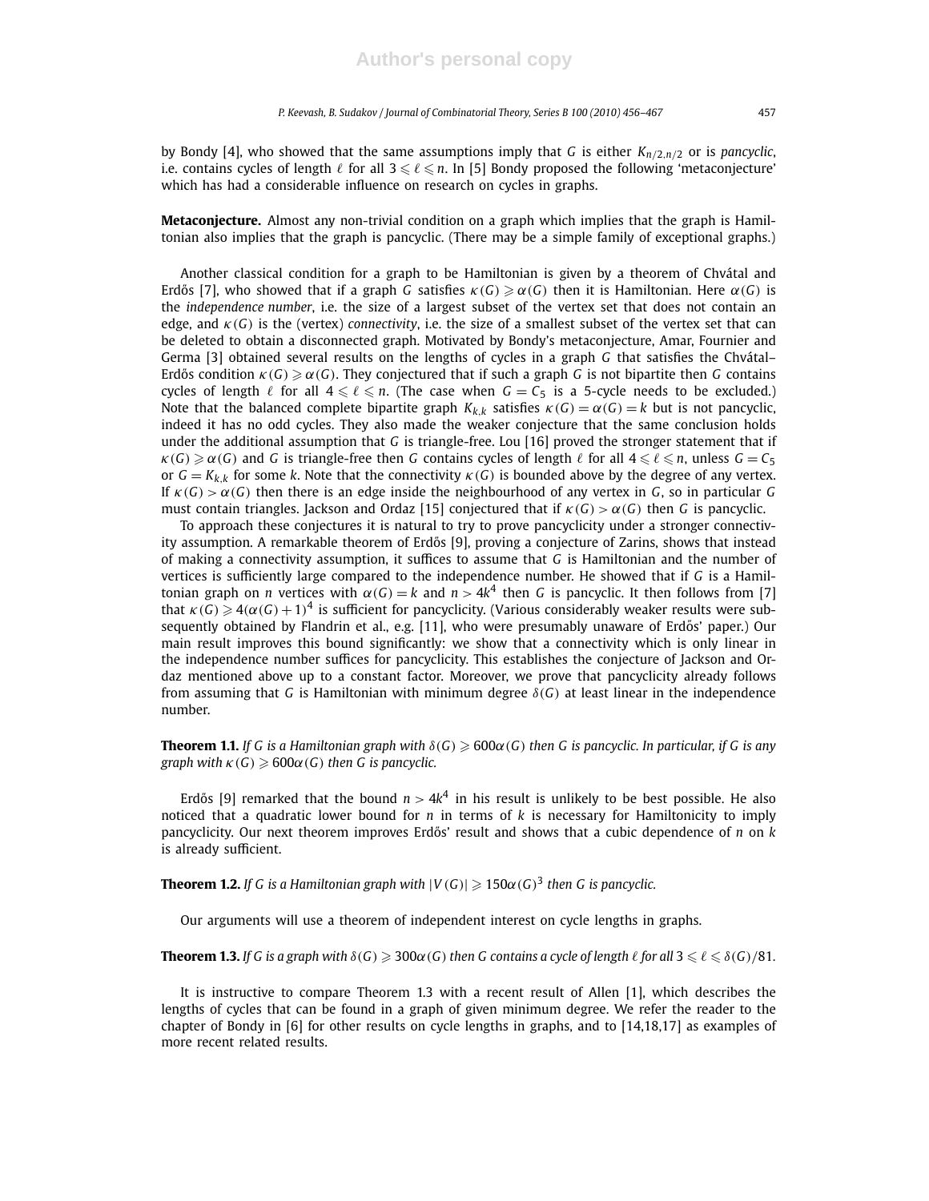by Bondy [4], who showed that the same assumptions imply that $G$ is either $K_{n/2,n/2}$ or is *pancyclic*, i.e. contains cycles of length $\ell$ for all $3 \leqslant \ell \leqslant n$. In [5] Bondy proposed the following 'metaconjecture' which has had a considerable influence on research on cycles in graphs.

**Metaconjecture.** Almost any non-trivial condition on a graph which implies that the graph is Hamiltonian also implies that the graph is pancyclic. (There may be a simple family of exceptional graphs.)

Another classical condition for a graph to be Hamiltonian is given by a theorem of Chvátal and Erdős [7], who showed that if a graph $G$ satisfies $\kappa(G) \geqslant \alpha(G)$ then it is Hamiltonian. Here $\alpha(G)$ is the *independence number*, i.e. the size of a largest subset of the vertex set that does not contain an edge, and $\kappa(G)$ is the (vertex) *connectivity*, i.e. the size of a smallest subset of the vertex set that can be deleted to obtain a disconnected graph. Motivated by Bondy's metaconjecture, Amar, Fournier and Germa [3] obtained several results on the lengths of cycles in a graph $G$ that satisfies the Chvátal–Erdős condition $\kappa(G) \geqslant \alpha(G)$. They conjectured that if such a graph $G$ is not bipartite then $G$ contains cycles of length $\ell$ for all $4 \leqslant \ell \leqslant n$. (The case when $G = C_5$ is a 5-cycle needs to be excluded.) Note that the balanced complete bipartite graph $K_{k,k}$ satisfies $\kappa(G) = \alpha(G) = k$ but is not pancyclic, indeed it has no odd cycles. They also made the weaker conjecture that the same conclusion holds under the additional assumption that $G$ is triangle-free. Lou [16] proved the stronger statement that if $\kappa(G) \geqslant \alpha(G)$ and $G$ is triangle-free then $G$ contains cycles of length $\ell$ for all $4 \leqslant \ell \leqslant n$, unless $G = C_5$ or $G = K_{k,k}$ for some $k$. Note that the connectivity $\kappa(G)$ is bounded above by the degree of any vertex. If $\kappa(G) > \alpha(G)$ then there is an edge inside the neighbourhood of any vertex in $G$, so in particular $G$ must contain triangles. Jackson and Ordaz [15] conjectured that if $\kappa(G) > \alpha(G)$ then $G$ is pancyclic.

To approach these conjectures it is natural to try to prove pancyclicity under a stronger connectivity assumption. A remarkable theorem of Erdős [9], proving a conjecture of Zarins, shows that instead of making a connectivity assumption, it suffices to assume that $G$ is Hamiltonian and the number of vertices is sufficiently large compared to the independence number. He showed that if $G$ is a Hamiltonian graph on $n$ vertices with $\alpha(G) = k$ and $n > 4k^4$ then $G$ is pancyclic. It then follows from [7] that $\kappa(G) \geqslant 4(\alpha(G)+1)^4$ is sufficient for pancyclicity. (Various considerably weaker results were subsequently obtained by Flandrin et al., e.g. [11], who were presumably unaware of Erdős' paper.) Our main result improves this bound significantly: we show that a connectivity which is only linear in the independence number suffices for pancyclicity. This establishes the conjecture of Jackson and Ordaz mentioned above up to a constant factor. Moreover, we prove that pancyclicity already follows from assuming that $G$ is Hamiltonian with minimum degree $\delta(G)$ at least linear in the independence number.

**Theorem 1.1.** *If $G$ is a Hamiltonian graph with $\delta(G) \geqslant 600\alpha(G)$ then $G$ is pancyclic. In particular, if $G$ is any graph with $\kappa(G) \geqslant 600\alpha(G)$ then $G$ is pancyclic.*

Erdős [9] remarked that the bound $n > 4k^4$ in his result is unlikely to be best possible. He also noticed that a quadratic lower bound for $n$ in terms of $k$ is necessary for Hamiltonicity to imply pancyclicity. Our next theorem improves Erdős' result and shows that a cubic dependence of $n$ on $k$ is already sufficient.

**Theorem 1.2.** *If $G$ is a Hamiltonian graph with $|V(G)| \geqslant 150\alpha(G)^3$ then $G$ is pancyclic.*

Our arguments will use a theorem of independent interest on cycle lengths in graphs.

**Theorem 1.3.** *If $G$ is a graph with $\delta(G) \geqslant 300\alpha(G)$ then $G$ contains a cycle of length $\ell$ for all $3 \leqslant \ell \leqslant \delta(G)/81$.*

It is instructive to compare Theorem 1.3 with a recent result of Allen [1], which describes the lengths of cycles that can be found in a graph of given minimum degree. We refer the reader to the chapter of Bondy in [6] for other results on cycle lengths in graphs, and to [14,18,17] as examples of more recent related results.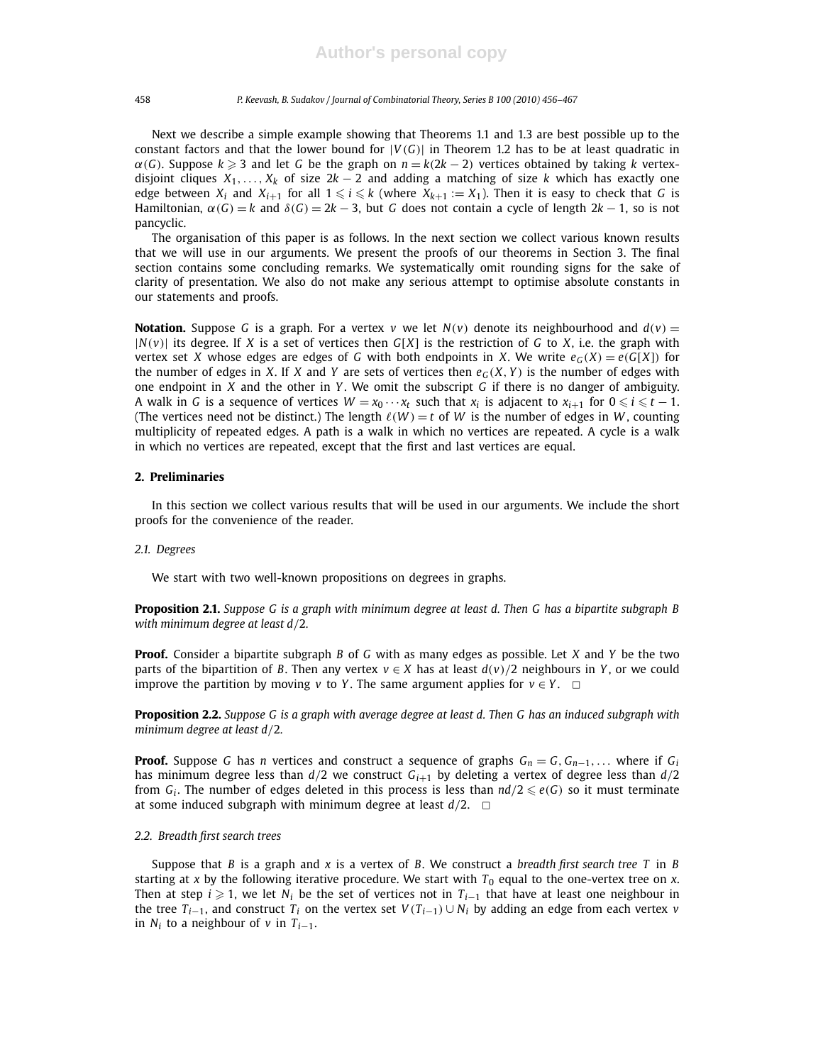Next we describe a simple example showing that Theorems 1.1 and 1.3 are best possible up to the constant factors and that the lower bound for $|V(G)|$ in Theorem 1.2 has to be at least quadratic in $\alpha(G)$. Suppose $k \geqslant 3$ and let $G$ be the graph on $n = k(2k-2)$ vertices obtained by taking $k$ vertex-disjoint cliques $X_1, \ldots, X_k$ of size $2k-2$ and adding a matching of size $k$ which has exactly one edge between $X_i$ and $X_{i+1}$ for all $1 \leqslant i \leqslant k$ (where $X_{k+1} := X_1$). Then it is easy to check that $G$ is Hamiltonian, $\alpha(G) = k$ and $\delta(G) = 2k-3$, but $G$ does not contain a cycle of length $2k-1$, so is not pancyclic.

The organisation of this paper is as follows. In the next section we collect various known results that we will use in our arguments. We present the proofs of our theorems in Section 3. The final section contains some concluding remarks. We systematically omit rounding signs for the sake of clarity of presentation. We also do not make any serious attempt to optimise absolute constants in our statements and proofs.

**Notation.** Suppose $G$ is a graph. For a vertex $v$ we let $N(v)$ denote its neighbourhood and $d(v) = |N(v)|$ its degree. If $X$ is a set of vertices then $G[X]$ is the restriction of $G$ to $X$, i.e. the graph with vertex set $X$ whose edges are edges of $G$ with both endpoints in $X$. We write $e_G(X) = e(G[X])$ for the number of edges in $X$. If $X$ and $Y$ are sets of vertices then $e_G(X, Y)$ is the number of edges with one endpoint in $X$ and the other in $Y$. We omit the subscript $G$ if there is no danger of ambiguity. A walk in $G$ is a sequence of vertices $W = x_0 \cdots x_t$ such that $x_i$ is adjacent to $x_{i+1}$ for $0 \leqslant i \leqslant t-1$. (The vertices need not be distinct.) The length $\ell(W) = t$ of $W$ is the number of edges in $W$, counting multiplicity of repeated edges. A path is a walk in which no vertices are repeated. A cycle is a walk in which no vertices are repeated, except that the first and last vertices are equal.

## 2. Preliminaries

In this section we collect various results that will be used in our arguments. We include the short proofs for the convenience of the reader.

### 2.1. Degrees

We start with two well-known propositions on degrees in graphs.

**Proposition 2.1.** *Suppose $G$ is a graph with minimum degree at least $d$. Then $G$ has a bipartite subgraph $B$ with minimum degree at least $d/2$.*

**Proof.** Consider a bipartite subgraph $B$ of $G$ with as many edges as possible. Let $X$ and $Y$ be the two parts of the bipartition of $B$. Then any vertex $v \in X$ has at least $d(v)/2$ neighbours in $Y$, or we could improve the partition by moving $v$ to $Y$. The same argument applies for $v \in Y$. $\square$

**Proposition 2.2.** *Suppose $G$ is a graph with average degree at least $d$. Then $G$ has an induced subgraph with minimum degree at least $d/2$.*

**Proof.** Suppose $G$ has $n$ vertices and construct a sequence of graphs $G_n = G, G_{n-1}, \ldots$ where if $G_i$ has minimum degree less than $d/2$ we construct $G_{i+1}$ by deleting a vertex of degree less than $d/2$ from $G_i$. The number of edges deleted in this process is less than $nd/2 \leqslant e(G)$ so it must terminate at some induced subgraph with minimum degree at least $d/2$. $\square$

### 2.2. Breadth first search trees

Suppose that $B$ is a graph and $x$ is a vertex of $B$. We construct a *breadth first search tree* $T$ in $B$ starting at $x$ by the following iterative procedure. We start with $T_0$ equal to the one-vertex tree on $x$. Then at step $i \geqslant 1$, we let $N_i$ be the set of vertices not in $T_{i-1}$ that have at least one neighbour in the tree $T_{i-1}$, and construct $T_i$ on the vertex set $V(T_{i-1}) \cup N_i$ by adding an edge from each vertex $v$ in $N_i$ to a neighbour of $v$ in $T_{i-1}$.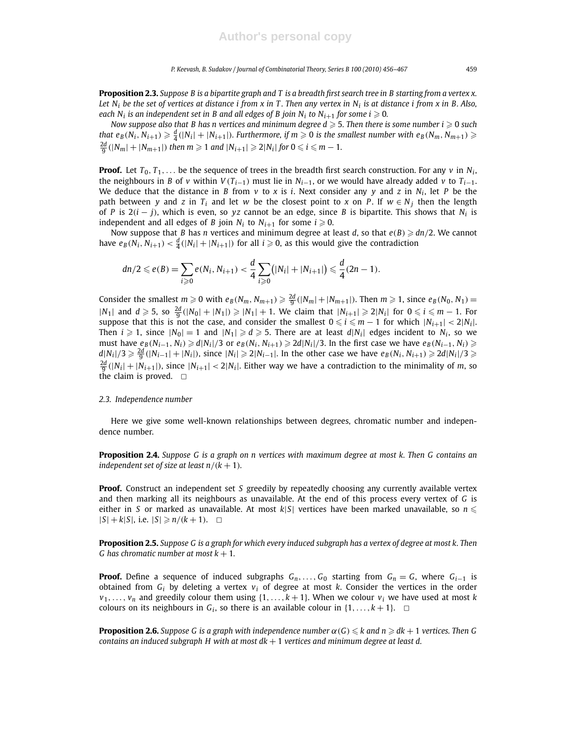**Proposition 2.3.** *Suppose $B$ is a bipartite graph and $T$ is a breadth first search tree in $B$ starting from a vertex $x$. Let $N_i$ be the set of vertices at distance $i$ from $x$ in $T$. Then any vertex in $N_i$ is at distance $i$ from $x$ in $B$. Also, each $N_i$ is an independent set in $B$ and all edges of $B$ join $N_i$ to $N_{i+1}$ for some $i \geqslant 0$.*

*Now suppose also that $B$ has $n$ vertices and minimum degree $d \geqslant 5$. Then there is some number $i \geqslant 0$ such that $e_B(N_i, N_{i+1}) \geqslant \frac{d}{4}(|N_i| + |N_{i+1}|)$. Furthermore, if $m \geqslant 0$ is the smallest number with $e_B(N_m, N_{m+1}) \geqslant \frac{2d}{9}(|N_m| + |N_{m+1}|)$ then $m \geqslant 1$ and $|N_{i+1}| \geqslant 2|N_i|$ for $0 \leqslant i \leqslant m-1$.*

**Proof.** Let $T_0, T_1, \ldots$ be the sequence of trees in the breadth first search construction. For any $v$ in $N_i$, the neighbours in $B$ of $v$ within $V(T_{i-1})$ must lie in $N_{i-1}$, or we would have already added $v$ to $T_{i-1}$. We deduce that the distance in $B$ from $v$ to $x$ is $i$. Next consider any $y$ and $z$ in $N_i$, let $P$ be the path between $y$ and $z$ in $T_i$ and let $w$ be the closest point to $x$ on $P$. If $w \in N_j$ then the length of $P$ is $2(i-j)$, which is even, so $yz$ cannot be an edge, since $B$ is bipartite. This shows that $N_i$ is independent and all edges of $B$ join $N_i$ to $N_{i+1}$ for some $i \geqslant 0$.

Now suppose that $B$ has $n$ vertices and minimum degree at least $d$, so that $e(B) \geqslant dn/2$. We cannot have $e_B(N_i, N_{i+1}) < \frac{d}{4}(|N_i| + |N_{i+1}|)$ for all $i \geqslant 0$, as this would give the contradiction

$$dn/2 \leqslant e(B) = \sum_{i \geqslant 0} e(N_i, N_{i+1}) < \frac{d}{4} \sum_{i \geqslant 0} \bigl(|N_i| + |N_{i+1}|\bigr) \leqslant \frac{d}{4}(2n-1).$$

Consider the smallest $m \geqslant 0$ with $e_B(N_m, N_{m+1}) \geqslant \frac{2d}{9}(|N_m| + |N_{m+1}|)$. Then $m \geqslant 1$, since $e_B(N_0, N_1) = |N_1|$ and $d \geqslant 5$, so $\frac{2d}{9}(|N_0| + |N_1|) \geqslant |N_1| + 1$. We claim that $|N_{i+1}| \geqslant 2|N_i|$ for $0 \leqslant i \leqslant m-1$. For suppose that this is not the case, and consider the smallest $0 \leqslant i \leqslant m-1$ for which $|N_{i+1}| < 2|N_i|$. Then $i \geqslant 1$, since $|N_0| = 1$ and $|N_1| \geqslant d \geqslant 5$. There are at least $d|N_i|$ edges incident to $N_i$, so we must have $e_B(N_{i-1}, N_i) \geqslant d|N_i|/3$ or $e_B(N_i, N_{i+1}) \geqslant 2d|N_i|/3$. In the first case we have $e_B(N_{i-1}, N_i) \geqslant d|N_i|/3 \geqslant \frac{2d}{9}(|N_{i-1}| + |N_i|)$, since $|N_i| \geqslant 2|N_{i-1}|$. In the other case we have $e_B(N_i, N_{i+1}) \geqslant 2d|N_i|/3 \geqslant \frac{2d}{9}(|N_i| + |N_{i+1}|)$, since $|N_{i+1}| < 2|N_i|$. Either way we have a contradiction to the minimality of $m$, so the claim is proved. $\square$

### 2.3. Independence number

Here we give some well-known relationships between degrees, chromatic number and independence number.

**Proposition 2.4.** *Suppose $G$ is a graph on $n$ vertices with maximum degree at most $k$. Then $G$ contains an independent set of size at least $n/(k+1)$.*

**Proof.** Construct an independent set $S$ greedily by repeatedly choosing any currently available vertex and then marking all its neighbours as unavailable. At the end of this process every vertex of $G$ is either in $S$ or marked as unavailable. At most $k|S|$ vertices have been marked unavailable, so $n \leqslant |S| + k|S|$, i.e. $|S| \geqslant n/(k+1)$. $\square$

**Proposition 2.5.** *Suppose $G$ is a graph for which every induced subgraph has a vertex of degree at most $k$. Then $G$ has chromatic number at most $k+1$.*

**Proof.** Define a sequence of induced subgraphs $G_n, \ldots, G_0$ starting from $G_n = G$, where $G_{i-1}$ is obtained from $G_i$ by deleting a vertex $v_i$ of degree at most $k$. Consider the vertices in the order $v_1, \ldots, v_n$ and greedily colour them using $\{1, \ldots, k+1\}$. When we colour $v_i$ we have used at most $k$ colours on its neighbours in $G_i$, so there is an available colour in $\{1, \ldots, k+1\}$. $\square$

**Proposition 2.6.** *Suppose $G$ is a graph with independence number $\alpha(G) \leqslant k$ and $n \geqslant dk+1$ vertices. Then $G$ contains an induced subgraph $H$ with at most $dk+1$ vertices and minimum degree at least $d$.*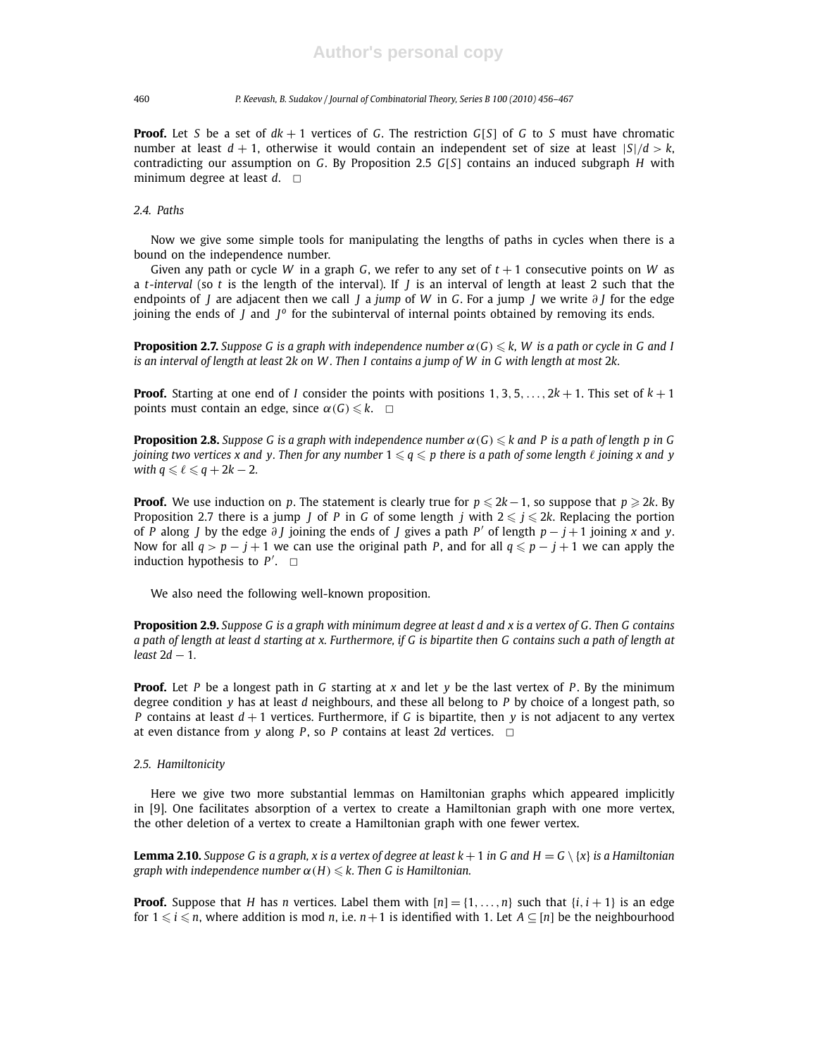**Proof.** Let $S$ be a set of $dk + 1$ vertices of $G$. The restriction $G[S]$ of $G$ to $S$ must have chromatic number at least $d + 1$, otherwise it would contain an independent set of size at least $|S|/d > k$, contradicting our assumption on $G$. By Proposition 2.5 $G[S]$ contains an induced subgraph $H$ with minimum degree at least $d$. $\square$

### 2.4. Paths

Now we give some simple tools for manipulating the lengths of paths in cycles when there is a bound on the independence number.

Given any path or cycle $W$ in a graph $G$, we refer to any set of $t + 1$ consecutive points on $W$ as a *$t$-interval* (so $t$ is the length of the interval). If $J$ is an interval of length at least 2 such that the endpoints of $J$ are adjacent then we call $J$ a *jump* of $W$ in $G$. For a jump $J$ we write $\partial J$ for the edge joining the ends of $J$ and $J^o$ for the subinterval of internal points obtained by removing its ends.

**Proposition 2.7.** *Suppose $G$ is a graph with independence number $\alpha(G) \leqslant k$, $W$ is a path or cycle in $G$ and $I$ is an interval of length at least $2k$ on $W$. Then $I$ contains a jump of $W$ in $G$ with length at most $2k$.*

**Proof.** Starting at one end of $I$ consider the points with positions $1, 3, 5, \ldots, 2k + 1$. This set of $k + 1$ points must contain an edge, since $\alpha(G) \leqslant k$. $\square$

**Proposition 2.8.** *Suppose $G$ is a graph with independence number $\alpha(G) \leqslant k$ and $P$ is a path of length $p$ in $G$ joining two vertices $x$ and $y$. Then for any number $1 \leqslant q \leqslant p$ there is a path of some length $\ell$ joining $x$ and $y$ with $q \leqslant \ell \leqslant q + 2k - 2$.*

**Proof.** We use induction on $p$. The statement is clearly true for $p \leqslant 2k - 1$, so suppose that $p \geqslant 2k$. By Proposition 2.7 there is a jump $J$ of $P$ in $G$ of some length $j$ with $2 \leqslant j \leqslant 2k$. Replacing the portion of $P$ along $J$ by the edge $\partial J$ joining the ends of $J$ gives a path $P'$ of length $p - j + 1$ joining $x$ and $y$. Now for all $q > p - j + 1$ we can use the original path $P$, and for all $q \leqslant p - j + 1$ we can apply the induction hypothesis to $P'$. $\square$

We also need the following well-known proposition.

**Proposition 2.9.** *Suppose $G$ is a graph with minimum degree at least $d$ and $x$ is a vertex of $G$. Then $G$ contains a path of length at least $d$ starting at $x$. Furthermore, if $G$ is bipartite then $G$ contains such a path of length at least $2d - 1$.*

**Proof.** Let $P$ be a longest path in $G$ starting at $x$ and let $y$ be the last vertex of $P$. By the minimum degree condition $y$ has at least $d$ neighbours, and these all belong to $P$ by choice of a longest path, so $P$ contains at least $d + 1$ vertices. Furthermore, if $G$ is bipartite, then $y$ is not adjacent to any vertex at even distance from $y$ along $P$, so $P$ contains at least $2d$ vertices. $\square$

### 2.5. Hamiltonicity

Here we give two more substantial lemmas on Hamiltonian graphs which appeared implicitly in [9]. One facilitates absorption of a vertex to create a Hamiltonian graph with one more vertex, the other deletion of a vertex to create a Hamiltonian graph with one fewer vertex.

**Lemma 2.10.** *Suppose $G$ is a graph, $x$ is a vertex of degree at least $k + 1$ in $G$ and $H = G \setminus \{x\}$ is a Hamiltonian graph with independence number $\alpha(H) \leqslant k$. Then $G$ is Hamiltonian.*

**Proof.** Suppose that $H$ has $n$ vertices. Label them with $[n] = \{1, \ldots, n\}$ such that $\{i, i + 1\}$ is an edge for $1 \leqslant i \leqslant n$, where addition is mod $n$, i.e. $n + 1$ is identified with 1. Let $A \subseteq [n]$ be the neighbourhood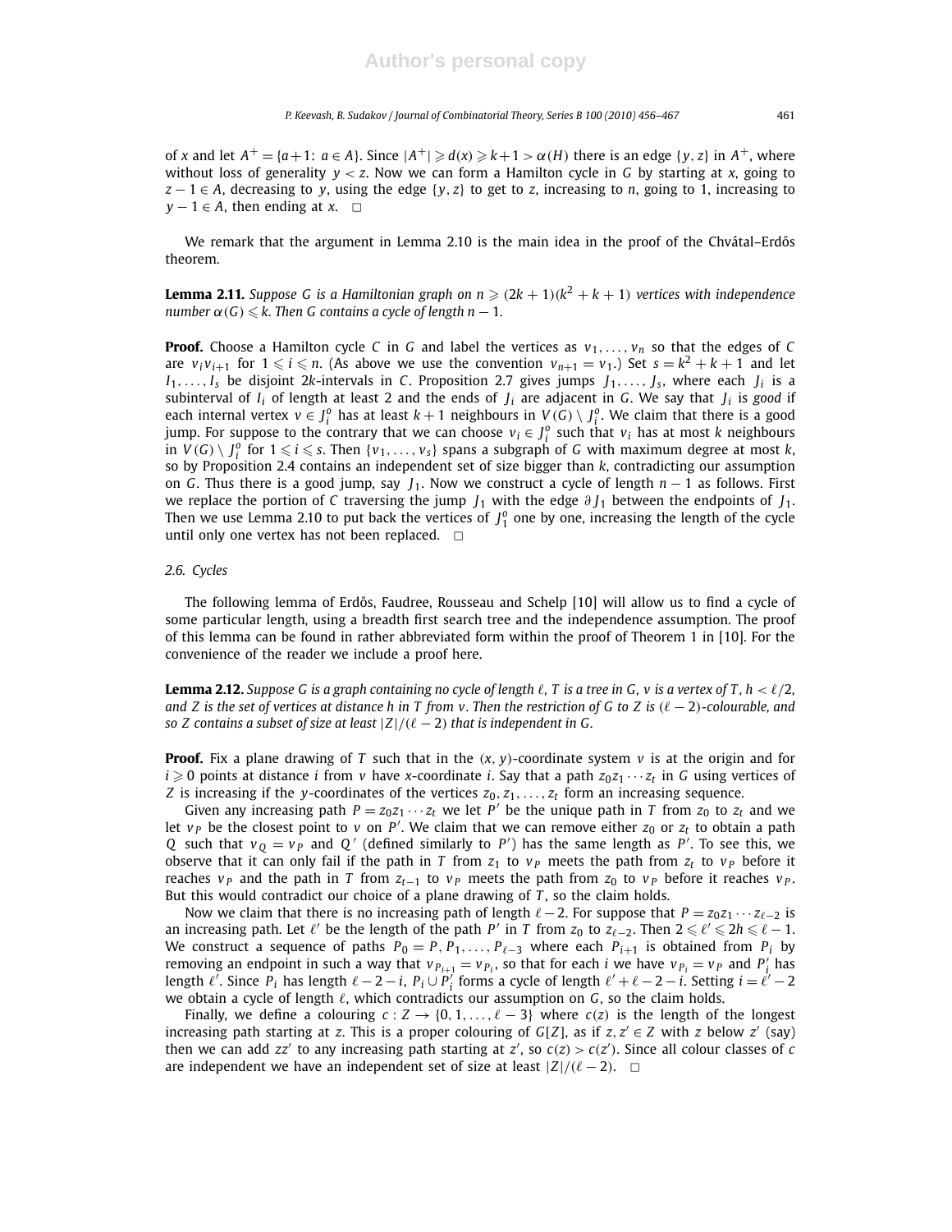of $x$ and let $A^+ = \{a+1\colon a \in A\}$. Since $|A^+| \geqslant d(x) \geqslant k+1 > \alpha(H)$ there is an edge $\{y,z\}$ in $A^+$, where without loss of generality $y < z$. Now we can form a Hamilton cycle in $G$ by starting at $x$, going to $z-1 \in A$, decreasing to $y$, using the edge $\{y,z\}$ to get to $z$, increasing to $n$, going to 1, increasing to $y-1 \in A$, then ending at $x$. $\square$

We remark that the argument in Lemma 2.10 is the main idea in the proof of the Chvátal–Erdős theorem.

**Lemma 2.11.** *Suppose $G$ is a Hamiltonian graph on $n \geqslant (2k+1)(k^2+k+1)$ vertices with independence number $\alpha(G) \leqslant k$. Then $G$ contains a cycle of length $n-1$.*

**Proof.** Choose a Hamilton cycle $C$ in $G$ and label the vertices as $v_1, \dots, v_n$ so that the edges of $C$ are $v_i v_{i+1}$ for $1 \leqslant i \leqslant n$. (As above we use the convention $v_{n+1} = v_1$.) Set $s = k^2+k+1$ and let $I_1, \dots, I_s$ be disjoint $2k$-intervals in $C$. Proposition 2.7 gives jumps $J_1, \dots, J_s$, where each $J_i$ is a subinterval of $I_i$ of length at least 2 and the ends of $J_i$ are adjacent in $G$. We say that $J_i$ is *good* if each internal vertex $v \in J_i^o$ has at least $k+1$ neighbours in $V(G) \setminus J_i^o$. We claim that there is a good jump. For suppose to the contrary that we can choose $v_i \in J_i^o$ such that $v_i$ has at most $k$ neighbours in $V(G) \setminus J_i^o$ for $1 \leqslant i \leqslant s$. Then $\{v_1, \dots, v_s\}$ spans a subgraph of $G$ with maximum degree at most $k$, so by Proposition 2.4 contains an independent set of size bigger than $k$, contradicting our assumption on $G$. Thus there is a good jump, say $J_1$. Now we construct a cycle of length $n-1$ as follows. First we replace the portion of $C$ traversing the jump $J_1$ with the edge $\partial J_1$ between the endpoints of $J_1$. Then we use Lemma 2.10 to put back the vertices of $J_1^o$ one by one, increasing the length of the cycle until only one vertex has not been replaced. $\square$

### 2.6. Cycles

The following lemma of Erdős, Faudree, Rousseau and Schelp [10] will allow us to find a cycle of some particular length, using a breadth first search tree and the independence assumption. The proof of this lemma can be found in rather abbreviated form within the proof of Theorem 1 in [10]. For the convenience of the reader we include a proof here.

**Lemma 2.12.** *Suppose $G$ is a graph containing no cycle of length $\ell$, $T$ is a tree in $G$, $v$ is a vertex of $T$, $h < \ell/2$, and $Z$ is the set of vertices at distance $h$ in $T$ from $v$. Then the restriction of $G$ to $Z$ is $(\ell-2)$-colourable, and so $Z$ contains a subset of size at least $|Z|/(\ell-2)$ that is independent in $G$.*

**Proof.** Fix a plane drawing of $T$ such that in the $(x,y)$-coordinate system $v$ is at the origin and for $i \geqslant 0$ points at distance $i$ from $v$ have $x$-coordinate $i$. Say that a path $z_0 z_1 \cdots z_t$ in $G$ using vertices of $Z$ is increasing if the $y$-coordinates of the vertices $z_0, z_1, \dots, z_t$ form an increasing sequence.

Given any increasing path $P = z_0 z_1 \cdots z_t$ we let $P'$ be the unique path in $T$ from $z_0$ to $z_t$ and we let $v_P$ be the closest point to $v$ on $P'$. We claim that we can remove either $z_0$ or $z_t$ to obtain a path $Q$ such that $v_Q = v_P$ and $Q'$ (defined similarly to $P'$) has the same length as $P'$. To see this, we observe that it can only fail if the path in $T$ from $z_1$ to $v_P$ meets the path from $z_t$ to $v_P$ before it reaches $v_P$ and the path in $T$ from $z_{t-1}$ to $v_P$ meets the path from $z_0$ to $v_P$ before it reaches $v_P$. But this would contradict our choice of a plane drawing of $T$, so the claim holds.

Now we claim that there is no increasing path of length $\ell-2$. For suppose that $P = z_0 z_1 \cdots z_{\ell-2}$ is an increasing path. Let $\ell'$ be the length of the path $P'$ in $T$ from $z_0$ to $z_{\ell-2}$. Then $2 \leqslant \ell' \leqslant 2h \leqslant \ell-1$. We construct a sequence of paths $P_0 = P, P_1, \dots, P_{\ell-3}$ where each $P_{i+1}$ is obtained from $P_i$ by removing an endpoint in such a way that $v_{P_{i+1}} = v_{P_i}$, so that for each $i$ we have $v_{P_i} = v_P$ and $P_i'$ has length $\ell'$. Since $P_i$ has length $\ell-2-i$, $P_i \cup P_i'$ forms a cycle of length $\ell' + \ell - 2 - i$. Setting $i = \ell' - 2$ we obtain a cycle of length $\ell$, which contradicts our assumption on $G$, so the claim holds.

Finally, we define a colouring $c : Z \to \{0, 1, \dots, \ell-3\}$ where $c(z)$ is the length of the longest increasing path starting at $z$. This is a proper colouring of $G[Z]$, as if $z, z' \in Z$ with $z$ below $z'$ (say) then we can add $zz'$ to any increasing path starting at $z'$, so $c(z) > c(z')$. Since all colour classes of $c$ are independent we have an independent set of size at least $|Z|/(\ell-2)$. $\square$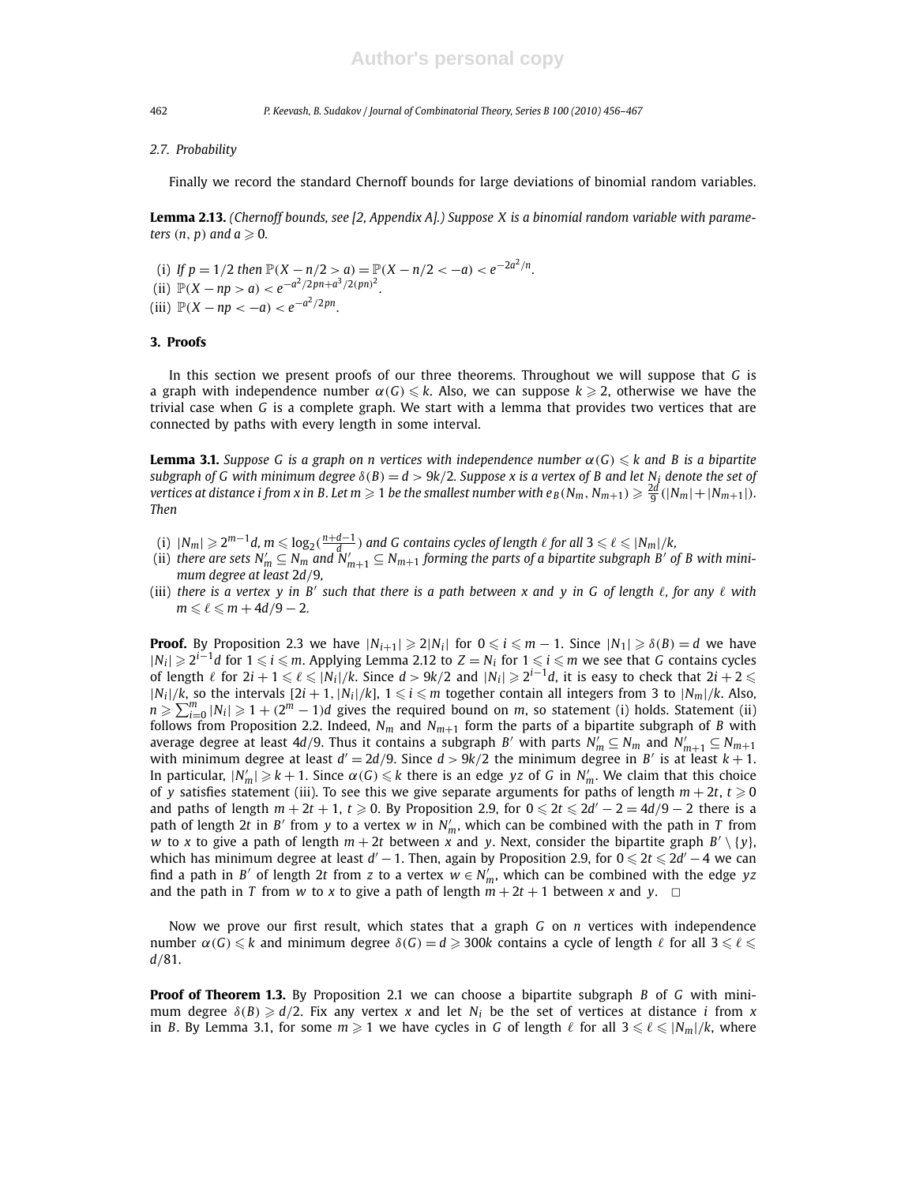### 2.7. Probability

Finally we record the standard Chernoff bounds for large deviations of binomial random variables.

**Lemma 2.13.** *(Chernoff bounds, see [2, Appendix A].) Suppose $X$ is a binomial random variable with parameters $(n, p)$ and $a \geqslant 0$.*

(i) *If $p = 1/2$ then $\mathbb{P}(X - n/2 > a) = \mathbb{P}(X - n/2 < -a) < e^{-2a^2/n}$.*
(ii) *$\mathbb{P}(X - np > a) < e^{-a^2/2pn + a^3/2(pn)^2}$.*
(iii) *$\mathbb{P}(X - np < -a) < e^{-a^2/2pn}$.*

## 3. Proofs

In this section we present proofs of our three theorems. Throughout we will suppose that $G$ is a graph with independence number $\alpha(G) \leqslant k$. Also, we can suppose $k \geqslant 2$, otherwise we have the trivial case when $G$ is a complete graph. We start with a lemma that provides two vertices that are connected by paths with every length in some interval.

**Lemma 3.1.** *Suppose $G$ is a graph on $n$ vertices with independence number $\alpha(G) \leqslant k$ and $B$ is a bipartite subgraph of $G$ with minimum degree $\delta(B) = d > 9k/2$. Suppose $x$ is a vertex of $B$ and let $N_i$ denote the set of vertices at distance $i$ from $x$ in $B$. Let $m \geqslant 1$ be the smallest number with $e_B(N_m, N_{m+1}) \geqslant \frac{2d}{9}(|N_m| + |N_{m+1}|)$. Then*

(i) *$|N_m| \geqslant 2^{m-1}d$, $m \leqslant \log_2(\frac{n+d-1}{d})$ and $G$ contains cycles of length $\ell$ for all $3 \leqslant \ell \leqslant |N_m|/k$,*
(ii) *there are sets $N'_m \subseteq N_m$ and $N'_{m+1} \subseteq N_{m+1}$ forming the parts of a bipartite subgraph $B'$ of $B$ with minimum degree at least $2d/9$,*
(iii) *there is a vertex $y$ in $B'$ such that there is a path between $x$ and $y$ in $G$ of length $\ell$, for any $\ell$ with $m \leqslant \ell \leqslant m + 4d/9 - 2$.*

**Proof.** By Proposition 2.3 we have $|N_{i+1}| \geqslant 2|N_i|$ for $0 \leqslant i \leqslant m-1$. Since $|N_1| \geqslant \delta(B) = d$ we have $|N_i| \geqslant 2^{i-1}d$ for $1 \leqslant i \leqslant m$. Applying Lemma 2.12 to $Z = N_i$ for $1 \leqslant i \leqslant m$ we see that $G$ contains cycles of length $\ell$ for $2i + 1 \leqslant \ell \leqslant |N_i|/k$. Since $d > 9k/2$ and $|N_i| \geqslant 2^{i-1}d$, it is easy to check that $2i + 2 \leqslant |N_i|/k$, so the intervals $[2i + 1, |N_i|/k]$, $1 \leqslant i \leqslant m$ together contain all integers from 3 to $|N_m|/k$. Also, $n \geqslant \sum_{i=0}^{m} |N_i| \geqslant 1 + (2^m - 1)d$ gives the required bound on $m$, so statement (i) holds. Statement (ii) follows from Proposition 2.2. Indeed, $N_m$ and $N_{m+1}$ form the parts of a bipartite subgraph of $B$ with average degree at least $4d/9$. Thus it contains a subgraph $B'$ with parts $N'_m \subseteq N_m$ and $N'_{m+1} \subseteq N_{m+1}$ with minimum degree at least $d' = 2d/9$. Since $d > 9k/2$ the minimum degree in $B'$ is at least $k + 1$. In particular, $|N'_m| \geqslant k + 1$. Since $\alpha(G) \leqslant k$ there is an edge $yz$ of $G$ in $N'_m$. We claim that this choice of $y$ satisfies statement (iii). To see this we give separate arguments for paths of length $m + 2t$, $t \geqslant 0$ and paths of length $m + 2t + 1$, $t \geqslant 0$. By Proposition 2.9, for $0 \leqslant 2t \leqslant 2d' - 2 = 4d/9 - 2$ there is a path of length $2t$ in $B'$ from $y$ to a vertex $w$ in $N'_m$, which can be combined with the path in $T$ from $w$ to $x$ to give a path of length $m + 2t$ between $x$ and $y$. Next, consider the bipartite graph $B' \setminus \{y\}$, which has minimum degree at least $d' - 1$. Then, again by Proposition 2.9, for $0 \leqslant 2t \leqslant 2d' - 4$ we can find a path in $B'$ of length $2t$ from $z$ to a vertex $w \in N'_m$, which can be combined with the edge $yz$ and the path in $T$ from $w$ to $x$ to give a path of length $m + 2t + 1$ between $x$ and $y$. $\square$

Now we prove our first result, which states that a graph $G$ on $n$ vertices with independence number $\alpha(G) \leqslant k$ and minimum degree $\delta(G) = d \geqslant 300k$ contains a cycle of length $\ell$ for all $3 \leqslant \ell \leqslant d/81$.

**Proof of Theorem 1.3.** By Proposition 2.1 we can choose a bipartite subgraph $B$ of $G$ with minimum degree $\delta(B) \geqslant d/2$. Fix any vertex $x$ and let $N_i$ be the set of vertices at distance $i$ from $x$ in $B$. By Lemma 3.1, for some $m \geqslant 1$ we have cycles in $G$ of length $\ell$ for all $3 \leqslant \ell \leqslant |N_m|/k$, where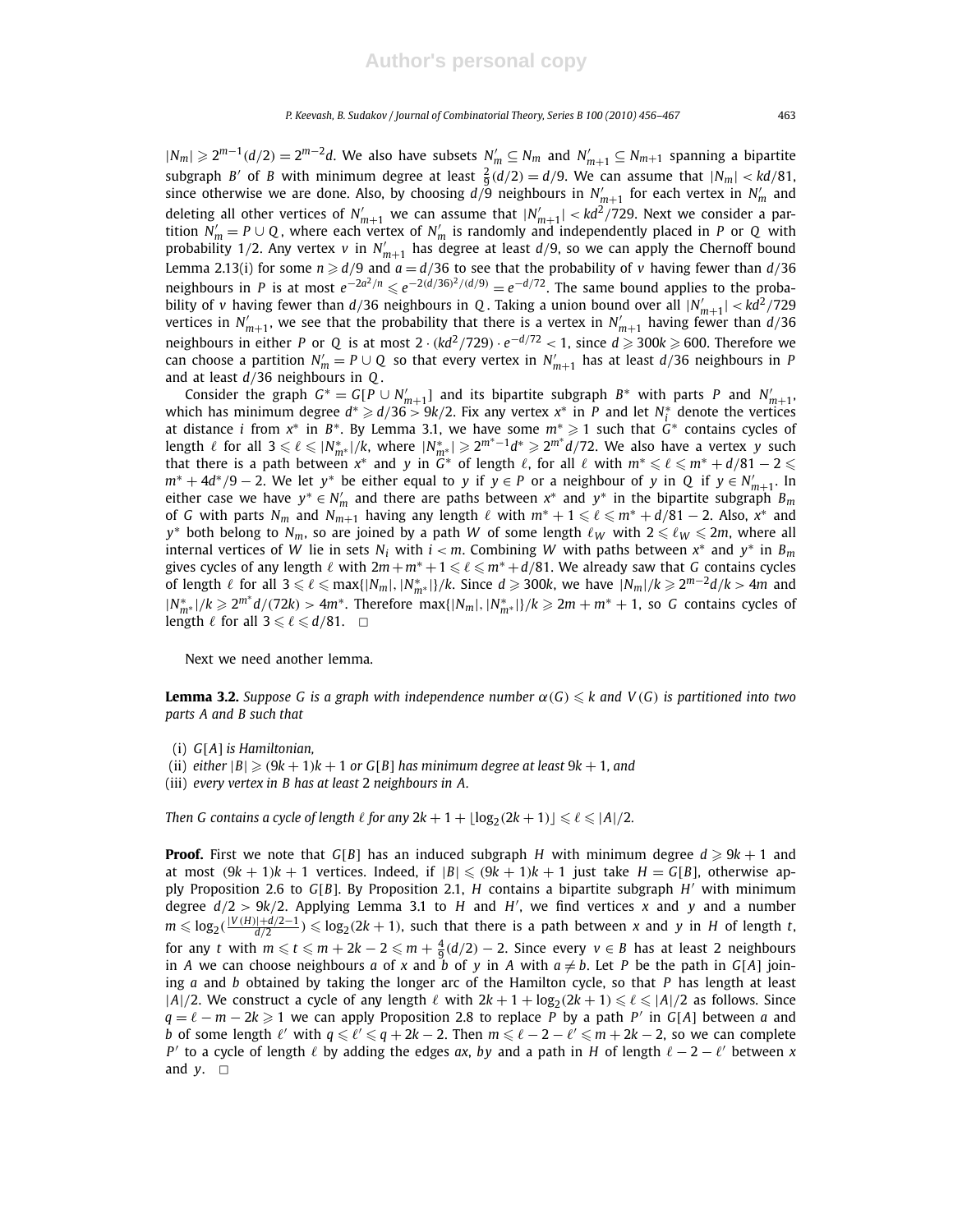$|N_m| \geqslant 2^{m-1}(d/2) = 2^{m-2}d$. We also have subsets $N'_m \subseteq N_m$ and $N'_{m+1} \subseteq N_{m+1}$ spanning a bipartite subgraph $B'$ of $B$ with minimum degree at least $\frac{2}{9}(d/2) = d/9$. We can assume that $|N_m| < kd/81$, since otherwise we are done. Also, by choosing $d/9$ neighbours in $N'_{m+1}$ for each vertex in $N'_m$ and deleting all other vertices of $N'_{m+1}$ we can assume that $|N'_{m+1}| < kd^2/729$. Next we consider a partition $N'_m = P \cup Q$, where each vertex of $N'_m$ is randomly and independently placed in $P$ or $Q$ with probability 1/2. Any vertex $v$ in $N'_{m+1}$ has degree at least $d/9$, so we can apply the Chernoff bound Lemma 2.13(i) for some $n \geqslant d/9$ and $a = d/36$ to see that the probability of $v$ having fewer than $d/36$ neighbours in $P$ is at most $e^{-2a^2/n} \leqslant e^{-2(d/36)^2/(d/9)} = e^{-d/72}$. The same bound applies to the probability of $v$ having fewer than $d/36$ neighbours in $Q$. Taking a union bound over all $|N'_{m+1}| < kd^2/729$ vertices in $N'_{m+1}$, we see that the probability that there is a vertex in $N'_{m+1}$ having fewer than $d/36$ neighbours in either $P$ or $Q$ is at most $2 \cdot (kd^2/729) \cdot e^{-d/72} < 1$, since $d \geqslant 300k \geqslant 600$. Therefore we can choose a partition $N'_m = P \cup Q$ so that every vertex in $N'_{m+1}$ has at least $d/36$ neighbours in $P$ and at least $d/36$ neighbours in $Q$.

Consider the graph $G^* = G[P \cup N'_{m+1}]$ and its bipartite subgraph $B^*$ with parts $P$ and $N'_{m+1}$, which has minimum degree $d^* \geqslant d/36 > 9k/2$. Fix any vertex $x^*$ in $P$ and let $N^*_i$ denote the vertices at distance $i$ from $x^*$ in $B^*$. By Lemma 3.1, we have some $m^* \geqslant 1$ such that $G^*$ contains cycles of length $\ell$ for all $3 \leqslant \ell \leqslant |N^*_{m^*}|/k$, where $|N^*_{m^*}| \geqslant 2^{m^*-1}d^* \geqslant 2^{m^*}d/72$. We also have a vertex $y$ such that there is a path between $x^*$ and $y$ in $G^*$ of length $\ell$, for all $\ell$ with $m^* \leqslant \ell \leqslant m^* + d/81 - 2 \leqslant m^* + 4d^*/9 - 2$. We let $y^*$ be either equal to $y$ if $y \in P$ or a neighbour of $y$ in $Q$ if $y \in N'_{m+1}$. In either case we have $y^* \in N'_m$ and there are paths between $x^*$ and $y^*$ in the bipartite subgraph $B_m$ of $G$ with parts $N_m$ and $N_{m+1}$ having any length $\ell$ with $m^* + 1 \leqslant \ell \leqslant m^* + d/81 - 2$. Also, $x^*$ and $y^*$ both belong to $N_m$, so are joined by a path $W$ of some length $\ell_W$ with $2 \leqslant \ell_W \leqslant 2m$, where all internal vertices of $W$ lie in sets $N_i$ with $i < m$. Combining $W$ with paths between $x^*$ and $y^*$ in $B_m$ gives cycles of any length $\ell$ with $2m + m^* + 1 \leqslant \ell \leqslant m^* + d/81$. We already saw that $G$ contains cycles of length $\ell$ for all $3 \leqslant \ell \leqslant \max\{|N_m|, |N^*_{m^*}|\}/k$. Since $d \geqslant 300k$, we have $|N_m|/k \geqslant 2^{m-2}d/k > 4m$ and $|N^*_{m^*}|/k \geqslant 2^{m^*}d/(72k) > 4m^*$. Therefore $\max\{|N_m|, |N^*_{m^*}|\}/k \geqslant 2m + m^* + 1$, so $G$ contains cycles of length $\ell$ for all $3 \leqslant \ell \leqslant d/81$. $\square$

Next we need another lemma.

**Lemma 3.2.** *Suppose $G$ is a graph with independence number $\alpha(G) \leqslant k$ and $V(G)$ is partitioned into two parts $A$ and $B$ such that*

(i) *$G[A]$ is Hamiltonian,*
(ii) *either $|B| \geqslant (9k+1)k + 1$ or $G[B]$ has minimum degree at least $9k + 1$, and*
(iii) *every vertex in $B$ has at least 2 neighbours in $A$.*

*Then $G$ contains a cycle of length $\ell$ for any $2k + 1 + \lfloor \log_2(2k+1) \rfloor \leqslant \ell \leqslant |A|/2$.*

**Proof.** First we note that $G[B]$ has an induced subgraph $H$ with minimum degree $d \geqslant 9k + 1$ and at most $(9k+1)k + 1$ vertices. Indeed, if $|B| \leqslant (9k+1)k + 1$ just take $H = G[B]$, otherwise apply Proposition 2.6 to $G[B]$. By Proposition 2.1, $H$ contains a bipartite subgraph $H'$ with minimum degree $d/2 > 9k/2$. Applying Lemma 3.1 to $H$ and $H'$, we find vertices $x$ and $y$ and a number $m \leqslant \log_2(\frac{|V(H)| + d/2 - 1}{d/2}) \leqslant \log_2(2k+1)$, such that there is a path between $x$ and $y$ in $H$ of length $t$, for any $t$ with $m \leqslant t \leqslant m + 2k - 2 \leqslant m + \frac{4}{9}(d/2) - 2$. Since every $v \in B$ has at least 2 neighbours in $A$ we can choose neighbours $a$ of $x$ and $b$ of $y$ in $A$ with $a \neq b$. Let $P$ be the path in $G[A]$ joining $a$ and $b$ obtained by taking the longer arc of the Hamilton cycle, so that $P$ has length at least $|A|/2$. We construct a cycle of any length $\ell$ with $2k + 1 + \log_2(2k+1) \leqslant \ell \leqslant |A|/2$ as follows. Since $q = \ell - m - 2k \geqslant 1$ we can apply Proposition 2.8 to replace $P$ by a path $P'$ in $G[A]$ between $a$ and $b$ of some length $\ell'$ with $q \leqslant \ell' \leqslant q + 2k - 2$. Then $m \leqslant \ell - 2 - \ell' \leqslant m + 2k - 2$, so we can complete $P'$ to a cycle of length $\ell$ by adding the edges $ax$, $by$ and a path in $H$ of length $\ell - 2 - \ell'$ between $x$ and $y$. $\square$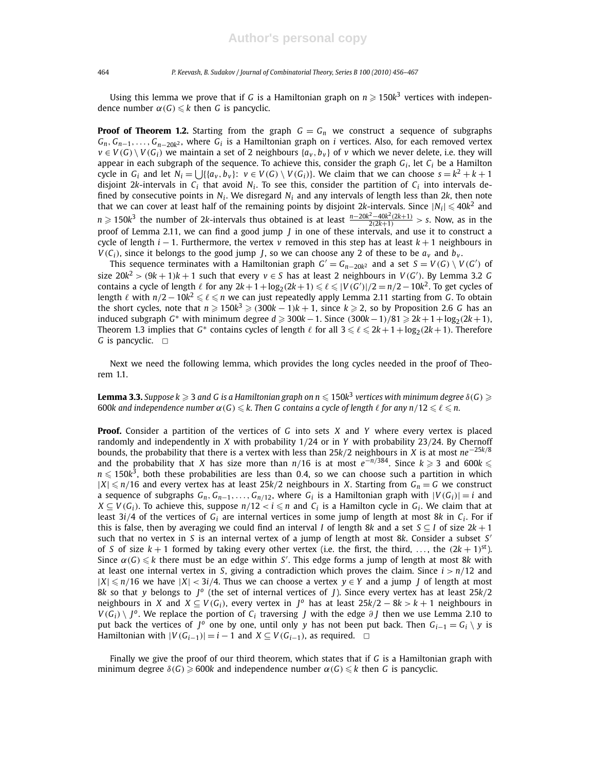Using this lemma we prove that if $G$ is a Hamiltonian graph on $n \geqslant 150k^3$ vertices with independence number $\alpha(G) \leqslant k$ then $G$ is pancyclic.

**Proof of Theorem 1.2.** Starting from the graph $G = G_n$ we construct a sequence of subgraphs $G_n, G_{n-1}, \ldots, G_{n-20k^2}$, where $G_i$ is a Hamiltonian graph on $i$ vertices. Also, for each removed vertex $v \in V(G) \setminus V(G_i)$ we maintain a set of 2 neighbours $\{a_v, b_v\}$ of $v$ which we never delete, i.e. they will appear in each subgraph of the sequence. To achieve this, consider the graph $G_i$, let $C_i$ be a Hamilton cycle in $G_i$ and let $N_i = \bigcup\{\{a_v, b_v\}\colon\ v \in V(G) \setminus V(G_i)\}$. We claim that we can choose $s = k^2 + k + 1$ disjoint $2k$-intervals in $C_i$ that avoid $N_i$. To see this, consider the partition of $C_i$ into intervals defined by consecutive points in $N_i$. We disregard $N_i$ and any intervals of length less than $2k$, then note that we can cover at least half of the remaining points by disjoint $2k$-intervals. Since $|N_i| \leqslant 40k^2$ and $n \geqslant 150k^3$ the number of $2k$-intervals thus obtained is at least $\frac{n-20k^2-40k^2(2k+1)}{2(2k+1)} > s$. Now, as in the proof of Lemma 2.11, we can find a good jump $J$ in one of these intervals, and use it to construct a cycle of length $i-1$. Furthermore, the vertex $v$ removed in this step has at least $k+1$ neighbours in $V(C_i)$, since it belongs to the good jump $J$, so we can choose any 2 of these to be $a_v$ and $b_v$.

This sequence terminates with a Hamiltonian graph $G' = G_{n-20k^2}$ and a set $S = V(G) \setminus V(G')$ of size $20k^2 > (9k+1)k + 1$ such that every $v \in S$ has at least 2 neighbours in $V(G')$. By Lemma 3.2 $G$ contains a cycle of length $\ell$ for any $2k + 1 + \log_2(2k+1) \leqslant \ell \leqslant |V(G')|/2 = n/2 - 10k^2$. To get cycles of length $\ell$ with $n/2 - 10k^2 \leqslant \ell \leqslant n$ we can just repeatedly apply Lemma 2.11 starting from $G$. To obtain the short cycles, note that $n \geqslant 150k^3 \geqslant (300k-1)k + 1$, since $k \geqslant 2$, so by Proposition 2.6 $G$ has an induced subgraph $G^*$ with minimum degree $d \geqslant 300k - 1$. Since $(300k-1)/81 \geqslant 2k + 1 + \log_2(2k+1)$, Theorem 1.3 implies that $G^*$ contains cycles of length $\ell$ for all $3 \leqslant \ell \leqslant 2k + 1 + \log_2(2k+1)$. Therefore $G$ is pancyclic. $\square$

Next we need the following lemma, which provides the long cycles needed in the proof of Theorem 1.1.

**Lemma 3.3.** *Suppose $k \geqslant 3$ and $G$ is a Hamiltonian graph on $n \leqslant 150k^3$ vertices with minimum degree $\delta(G) \geqslant 600k$ and independence number $\alpha(G) \leqslant k$. Then $G$ contains a cycle of length $\ell$ for any $n/12 \leqslant \ell \leqslant n$.*

**Proof.** Consider a partition of the vertices of $G$ into sets $X$ and $Y$ where every vertex is placed randomly and independently in $X$ with probability $1/24$ or in $Y$ with probability $23/24$. By Chernoff bounds, the probability that there is a vertex with less than $25k/2$ neighbours in $X$ is at most $ne^{-25k/8}$ and the probability that $X$ has size more than $n/16$ is at most $e^{-n/384}$. Since $k \geqslant 3$ and $600k \leqslant n \leqslant 150k^3$, both these probabilities are less than 0.4, so we can choose such a partition in which $|X| \leqslant n/16$ and every vertex has at least $25k/2$ neighbours in $X$. Starting from $G_n = G$ we construct a sequence of subgraphs $G_n, G_{n-1}, \ldots, G_{n/12}$, where $G_i$ is a Hamiltonian graph with $|V(G_i)| = i$ and $X \subseteq V(G_i)$. To achieve this, suppose $n/12 < i \leqslant n$ and $C_i$ is a Hamilton cycle in $G_i$. We claim that at least $3i/4$ of the vertices of $G_i$ are internal vertices in some jump of length at most $8k$ in $C_i$. For if this is false, then by averaging we could find an interval $I$ of length $8k$ and a set $S \subseteq I$ of size $2k+1$ such that no vertex in $S$ is an internal vertex of a jump of length at most $8k$. Consider a subset $S'$ of $S$ of size $k+1$ formed by taking every other vertex (i.e. the first, the third, $\ldots$, the $(2k+1)^{\text{st}}$). Since $\alpha(G) \leqslant k$ there must be an edge within $S'$. This edge forms a jump of length at most $8k$ with at least one internal vertex in $S$, giving a contradiction which proves the claim. Since $i > n/12$ and $|X| \leqslant n/16$ we have $|X| < 3i/4$. Thus we can choose a vertex $y \in Y$ and a jump $J$ of length at most $8k$ so that $y$ belongs to $J^o$ (the set of internal vertices of $J$). Since every vertex has at least $25k/2$ neighbours in $X$ and $X \subseteq V(G_i)$, every vertex in $J^o$ has at least $25k/2 - 8k > k+1$ neighbours in $V(G_i) \setminus J^o$. We replace the portion of $C_i$ traversing $J$ with the edge $\partial J$ then we use Lemma 2.10 to put back the vertices of $J^o$ one by one, until only $y$ has not been put back. Then $G_{i-1} = G_i \setminus y$ is Hamiltonian with $|V(G_{i-1})| = i - 1$ and $X \subseteq V(G_{i-1})$, as required. $\square$

Finally we give the proof of our third theorem, which states that if $G$ is a Hamiltonian graph with minimum degree $\delta(G) \geqslant 600k$ and independence number $\alpha(G) \leqslant k$ then $G$ is pancyclic.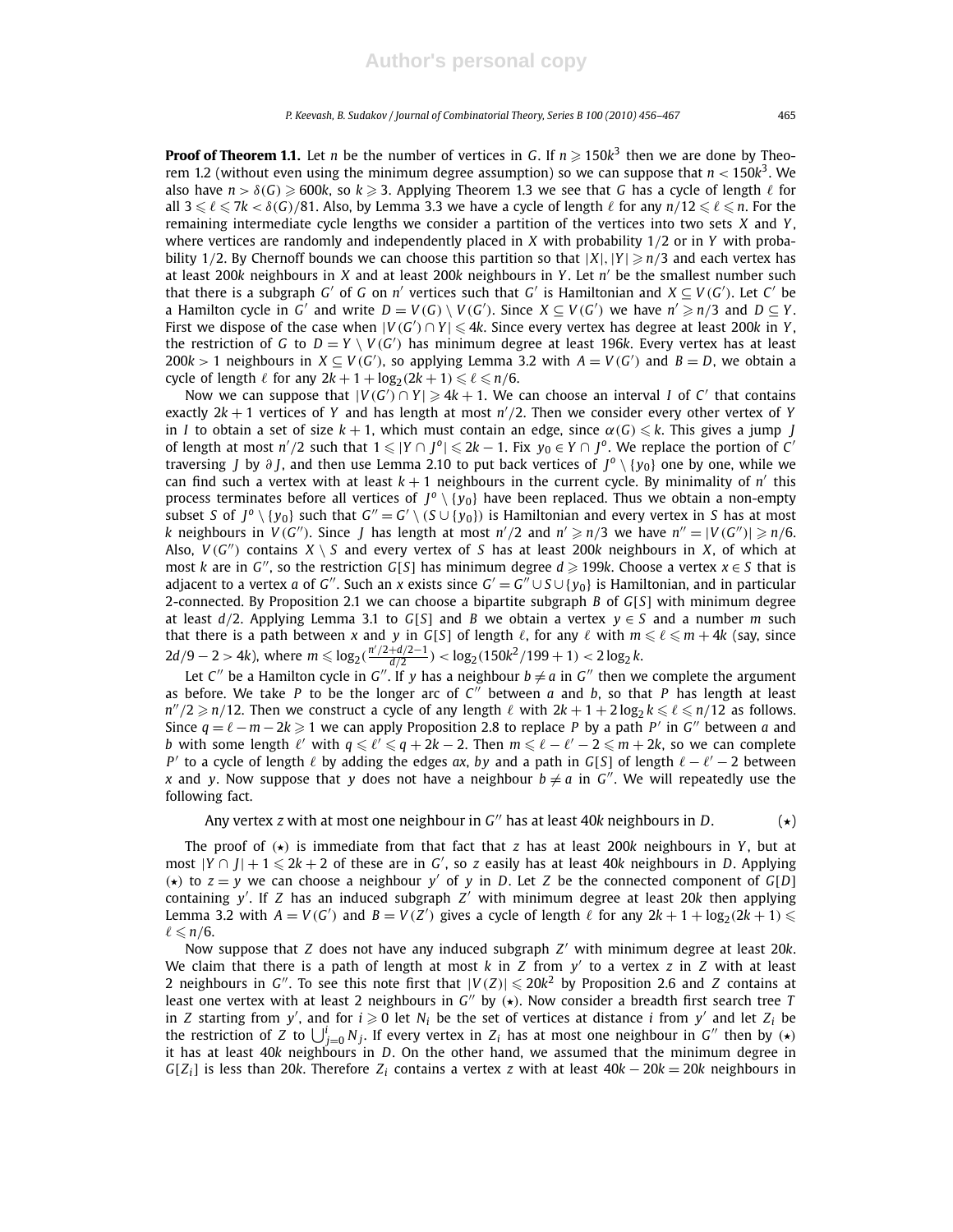**Proof of Theorem 1.1.** Let $n$ be the number of vertices in $G$. If $n \geqslant 150k^3$ then we are done by Theorem 1.2 (without even using the minimum degree assumption) so we can suppose that $n < 150k^3$. We also have $n > \delta(G) \geqslant 600k$, so $k \geqslant 3$. Applying Theorem 1.3 we see that $G$ has a cycle of length $\ell$ for all $3 \leqslant \ell \leqslant 7k < \delta(G)/81$. Also, by Lemma 3.3 we have a cycle of length $\ell$ for any $n/12 \leqslant \ell \leqslant n$. For the remaining intermediate cycle lengths we consider a partition of the vertices into two sets $X$ and $Y$, where vertices are randomly and independently placed in $X$ with probability $1/2$ or in $Y$ with probability $1/2$. By Chernoff bounds we can choose this partition so that $|X|, |Y| \geqslant n/3$ and each vertex has at least $200k$ neighbours in $X$ and at least $200k$ neighbours in $Y$. Let $n'$ be the smallest number such that there is a subgraph $G'$ of $G$ on $n'$ vertices such that $G'$ is Hamiltonian and $X \subseteq V(G')$. Let $C'$ be a Hamilton cycle in $G'$ and write $D = V(G) \setminus V(G')$. Since $X \subseteq V(G')$ we have $n' \geqslant n/3$ and $D \subseteq Y$. First we dispose of the case when $|V(G') \cap Y| \leqslant 4k$. Since every vertex has degree at least $200k$ in $Y$, the restriction of $G$ to $D = Y \setminus V(G')$ has minimum degree at least $196k$. Every vertex has at least $200k > 1$ neighbours in $X \subseteq V(G')$, so applying Lemma 3.2 with $A = V(G')$ and $B = D$, we obtain a cycle of length $\ell$ for any $2k + 1 + \log_2(2k+1) \leqslant \ell \leqslant n/6$.

Now we can suppose that $|V(G') \cap Y| \geqslant 4k + 1$. We can choose an interval $I$ of $C'$ that contains exactly $2k+1$ vertices of $Y$ and has length at most $n'/2$. Then we consider every other vertex of $Y$ in $I$ to obtain a set of size $k+1$, which must contain an edge, since $\alpha(G) \leqslant k$. This gives a jump $J$ of length at most $n'/2$ such that $1 \leqslant |Y \cap J^o| \leqslant 2k - 1$. Fix $y_0 \in Y \cap J^o$. We replace the portion of $C'$ traversing $J$ by $\partial J$, and then use Lemma 2.10 to put back vertices of $J^o \setminus \{y_0\}$ one by one, while we can find such a vertex with at least $k+1$ neighbours in the current cycle. By minimality of $n'$ this process terminates before all vertices of $J^o \setminus \{y_0\}$ have been replaced. Thus we obtain a non-empty subset $S$ of $J^o \setminus \{y_0\}$ such that $G'' = G' \setminus (S \cup \{y_0\})$ is Hamiltonian and every vertex in $S$ has at most $k$ neighbours in $V(G'')$. Since $J$ has length at most $n'/2$ and $n' \geqslant n/3$ we have $n'' = |V(G'')| \geqslant n/6$. Also, $V(G'')$ contains $X \setminus S$ and every vertex of $S$ has at least $200k$ neighbours in $X$, of which at most $k$ are in $G''$, so the restriction $G[S]$ has minimum degree $d \geqslant 199k$. Choose a vertex $x \in S$ that is adjacent to a vertex $a$ of $G''$. Such an $x$ exists since $G' = G'' \cup S \cup \{y_0\}$ is Hamiltonian, and in particular 2-connected. By Proposition 2.1 we can choose a bipartite subgraph $B$ of $G[S]$ with minimum degree at least $d/2$. Applying Lemma 3.1 to $G[S]$ and $B$ we obtain a vertex $y \in S$ and a number $m$ such that there is a path between $x$ and $y$ in $G[S]$ of length $\ell$, for any $\ell$ with $m \leqslant \ell \leqslant m + 4k$ (say, since $2d/9 - 2 > 4k$), where $m \leqslant \log_2(\frac{n'/2+d/2-1}{d/2}) < \log_2(150k^2/199+1) < 2\log_2 k$.

Let $C''$ be a Hamilton cycle in $G''$. If $y$ has a neighbour $b \neq a$ in $G''$ then we complete the argument as before. We take $P$ to be the longer arc of $C''$ between $a$ and $b$, so that $P$ has length at least $n''/2 \geqslant n/12$. Then we construct a cycle of any length $\ell$ with $2k + 1 + 2\log_2 k \leqslant \ell \leqslant n/12$ as follows. Since $q = \ell - m - 2k \geqslant 1$ we can apply Proposition 2.8 to replace $P$ by a path $P'$ in $G''$ between $a$ and $b$ with some length $\ell'$ with $q \leqslant \ell' \leqslant q + 2k - 2$. Then $m \leqslant \ell - \ell' - 2 \leqslant m + 2k$, so we can complete $P'$ to a cycle of length $\ell$ by adding the edges $ax$, $by$ and a path in $G[S]$ of length $\ell - \ell' - 2$ between $x$ and $y$. Now suppose that $y$ does not have a neighbour $b \neq a$ in $G''$. We will repeatedly use the following fact.

Any vertex $z$ with at most one neighbour in $G''$ has at least $40k$ neighbours in $D$. $\quad (\star)$

The proof of $(\star)$ is immediate from that fact that $z$ has at least $200k$ neighbours in $Y$, but at most $|Y \cap J| + 1 \leqslant 2k + 2$ of these are in $G'$, so $z$ easily has at least $40k$ neighbours in $D$. Applying $(\star)$ to $z = y$ we can choose a neighbour $y'$ of $y$ in $D$. Let $Z$ be the connected component of $G[D]$ containing $y'$. If $Z$ has an induced subgraph $Z'$ with minimum degree at least $20k$ then applying Lemma 3.2 with $A = V(G')$ and $B = V(Z')$ gives a cycle of length $\ell$ for any $2k + 1 + \log_2(2k+1) \leqslant \ell \leqslant n/6$.

Now suppose that $Z$ does not have any induced subgraph $Z'$ with minimum degree at least $20k$. We claim that there is a path of length at most $k$ in $Z$ from $y'$ to a vertex $z$ in $Z$ with at least 2 neighbours in $G''$. To see this note first that $|V(Z)| \leqslant 20k^2$ by Proposition 2.6 and $Z$ contains at least one vertex with at least 2 neighbours in $G''$ by $(\star)$. Now consider a breadth first search tree $T$ in $Z$ starting from $y'$, and for $i \geqslant 0$ let $N_i$ be the set of vertices at distance $i$ from $y'$ and let $Z_i$ be the restriction of $Z$ to $\bigcup_{j=0}^{i} N_j$. If every vertex in $Z_i$ has at most one neighbour in $G''$ then by $(\star)$ it has at least $40k$ neighbours in $D$. On the other hand, we assumed that the minimum degree in $G[Z_i]$ is less than $20k$. Therefore $Z_i$ contains a vertex $z$ with at least $40k - 20k = 20k$ neighbours in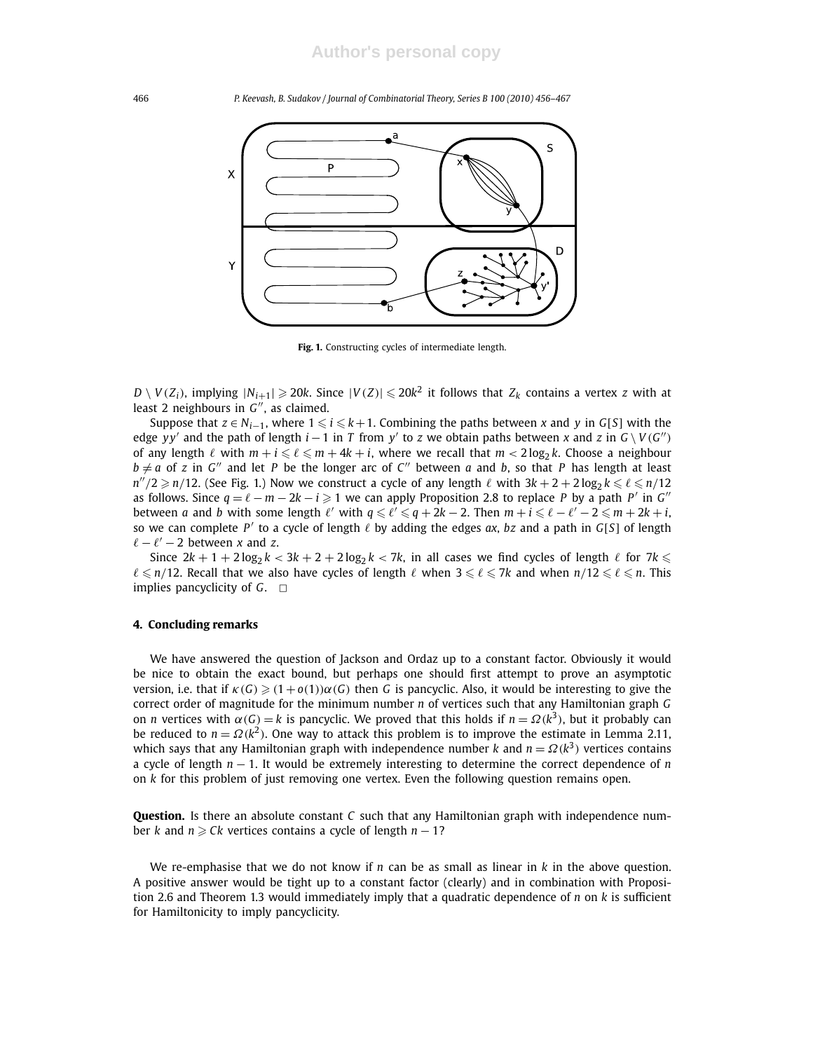**Fig. 1.** Constructing cycles of intermediate length.

$D \setminus V(Z_i)$, implying $|N_{i+1}| \geqslant 20k$. Since $|V(Z)| \leqslant 20k^2$ it follows that $Z_k$ contains a vertex $z$ with at least 2 neighbours in $G''$, as claimed.

Suppose that $z \in N_{i-1}$, where $1 \leqslant i \leqslant k+1$. Combining the paths between $x$ and $y$ in $G[S]$ with the edge $yy'$ and the path of length $i-1$ in $T$ from $y'$ to $z$ we obtain paths between $x$ and $z$ in $G \setminus V(G'')$ of any length $\ell$ with $m+i \leqslant \ell \leqslant m+4k+i$, where we recall that $m < 2\log_2 k$. Choose a neighbour $b \neq a$ of $z$ in $G''$ and let $P$ be the longer arc of $C''$ between $a$ and $b$, so that $P$ has length at least $n''/2 \geqslant n/12$. (See Fig. 1.) Now we construct a cycle of any length $\ell$ with $3k+2+2\log_2 k \leqslant \ell \leqslant n/12$ as follows. Since $q = \ell - m - 2k - i \geqslant 1$ we can apply Proposition 2.8 to replace $P$ by a path $P'$ in $G''$ between $a$ and $b$ with some length $\ell'$ with $q \leqslant \ell' \leqslant q+2k-2$. Then $m+i \leqslant \ell - \ell' - 2 \leqslant m+2k+i$, so we can complete $P'$ to a cycle of length $\ell$ by adding the edges $ax$, $bz$ and a path in $G[S]$ of length $\ell - \ell' - 2$ between $x$ and $z$.

Since $2k+1+2\log_2 k < 3k+2+2\log_2 k < 7k$, in all cases we find cycles of length $\ell$ for $7k \leqslant \ell \leqslant n/12$. Recall that we also have cycles of length $\ell$ when $3 \leqslant \ell \leqslant 7k$ and when $n/12 \leqslant \ell \leqslant n$. This implies pancyclicity of $G$. $\square$

## 4. Concluding remarks

We have answered the question of Jackson and Ordaz up to a constant factor. Obviously it would be nice to obtain the exact bound, but perhaps one should first attempt to prove an asymptotic version, i.e. that if $\kappa(G) \geqslant (1+o(1))\alpha(G)$ then $G$ is pancyclic. Also, it would be interesting to give the correct order of magnitude for the minimum number $n$ of vertices such that any Hamiltonian graph $G$ on $n$ vertices with $\alpha(G) = k$ is pancyclic. We proved that this holds if $n = \Omega(k^3)$, but it probably can be reduced to $n = \Omega(k^2)$. One way to attack this problem is to improve the estimate in Lemma 2.11, which says that any Hamiltonian graph with independence number $k$ and $n = \Omega(k^3)$ vertices contains a cycle of length $n-1$. It would be extremely interesting to determine the correct dependence of $n$ on $k$ for this problem of just removing one vertex. Even the following question remains open.

**Question.** Is there an absolute constant $C$ such that any Hamiltonian graph with independence number $k$ and $n \geqslant Ck$ vertices contains a cycle of length $n-1$?

We re-emphasise that we do not know if $n$ can be as small as linear in $k$ in the above question. A positive answer would be tight up to a constant factor (clearly) and in combination with Proposition 2.6 and Theorem 1.3 would immediately imply that a quadratic dependence of $n$ on $k$ is sufficient for Hamiltonicity to imply pancyclicity.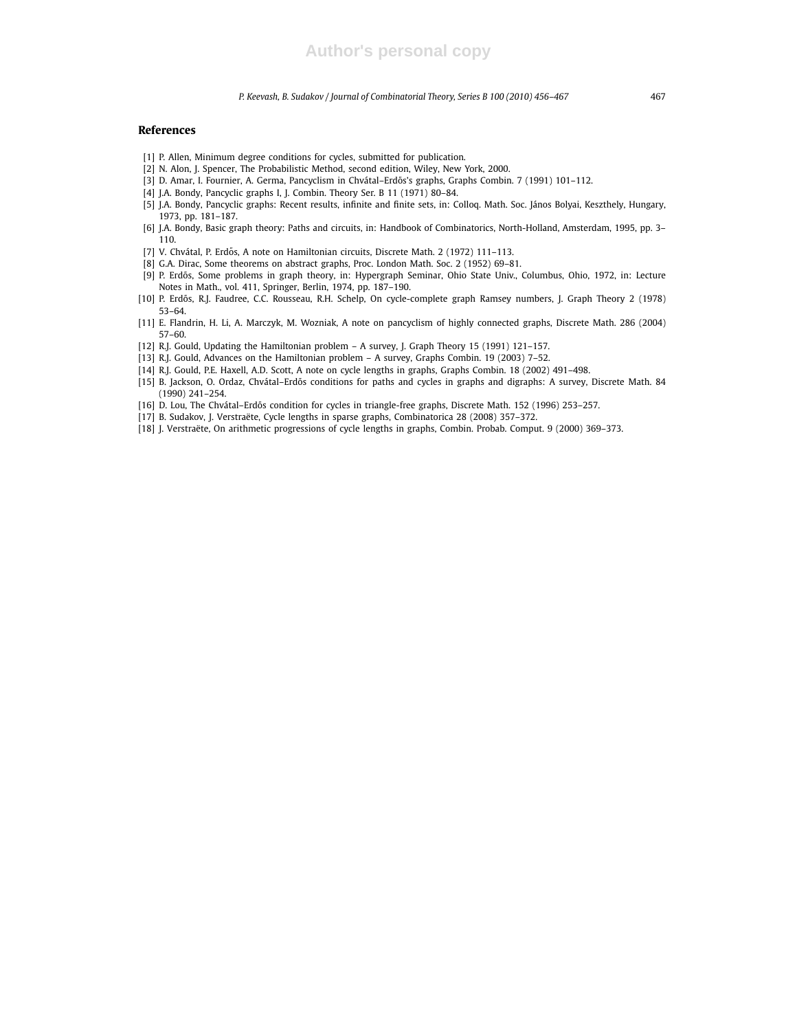## References

[1] P. Allen, Minimum degree conditions for cycles, submitted for publication.
[2] N. Alon, J. Spencer, The Probabilistic Method, second edition, Wiley, New York, 2000.
[3] D. Amar, I. Fournier, A. Germa, Pancyclism in Chvátal–Erdős's graphs, Graphs Combin. 7 (1991) 101–112.
[4] J.A. Bondy, Pancyclic graphs I, J. Combin. Theory Ser. B 11 (1971) 80–84.
[5] J.A. Bondy, Pancyclic graphs: Recent results, infinite and finite sets, in: Colloq. Math. Soc. János Bolyai, Keszthely, Hungary, 1973, pp. 181–187.
[6] J.A. Bondy, Basic graph theory: Paths and circuits, in: Handbook of Combinatorics, North-Holland, Amsterdam, 1995, pp. 3–110.
[7] V. Chvátal, P. Erdős, A note on Hamiltonian circuits, Discrete Math. 2 (1972) 111–113.
[8] G.A. Dirac, Some theorems on abstract graphs, Proc. London Math. Soc. 2 (1952) 69–81.
[9] P. Erdős, Some problems in graph theory, in: Hypergraph Seminar, Ohio State Univ., Columbus, Ohio, 1972, in: Lecture Notes in Math., vol. 411, Springer, Berlin, 1974, pp. 187–190.
[10] P. Erdős, R.J. Faudree, C.C. Rousseau, R.H. Schelp, On cycle-complete graph Ramsey numbers, J. Graph Theory 2 (1978) 53–64.
[11] E. Flandrin, H. Li, A. Marczyk, M. Wozniak, A note on pancyclism of highly connected graphs, Discrete Math. 286 (2004) 57–60.
[12] R.J. Gould, Updating the Hamiltonian problem – A survey, J. Graph Theory 15 (1991) 121–157.
[13] R.J. Gould, Advances on the Hamiltonian problem – A survey, Graphs Combin. 19 (2003) 7–52.
[14] R.J. Gould, P.E. Haxell, A.D. Scott, A note on cycle lengths in graphs, Graphs Combin. 18 (2002) 491–498.
[15] B. Jackson, O. Ordaz, Chvátal–Erdős conditions for paths and cycles in graphs and digraphs: A survey, Discrete Math. 84 (1990) 241–254.
[16] D. Lou, The Chvátal–Erdős condition for cycles in triangle-free graphs, Discrete Math. 152 (1996) 253–257.
[17] B. Sudakov, J. Verstraëte, Cycle lengths in sparse graphs, Combinatorica 28 (2008) 357–372.
[18] J. Verstraëte, On arithmetic progressions of cycle lengths in graphs, Combin. Probab. Comput. 9 (2000) 369–373.